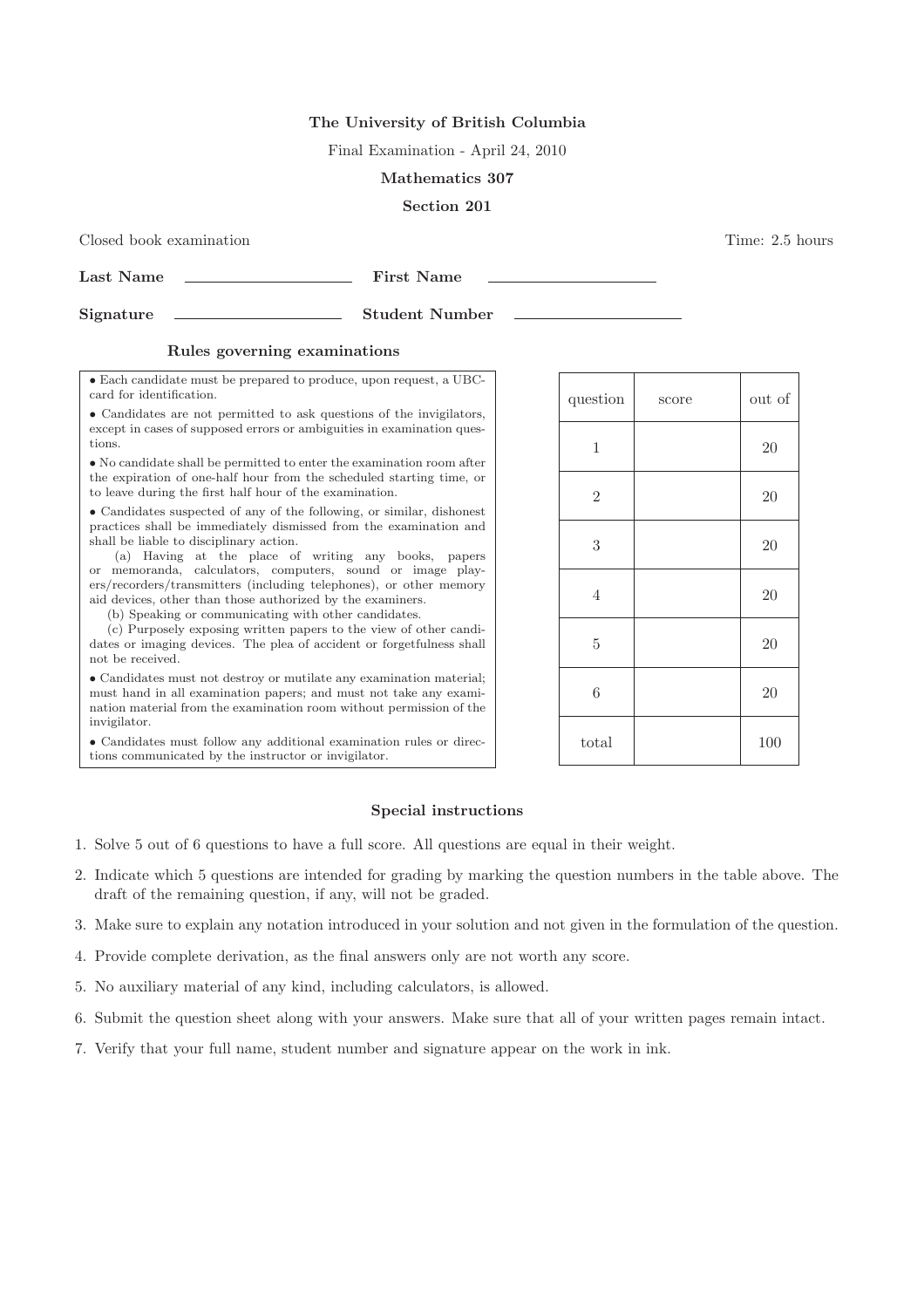**The University of British Columbia**

Final Examination - April 24, 2010

**Mathematics 307**

**Section 201**

Closed book examination Time: 2.5 hours

**Last Name** ____________________ **First Name** ____________________

**Signature** ____________________ **Student Number** ____________________

**Rules governing examinations**

- Each candidate must be prepared to produce, upon request, a UBC-card for identification.
- Candidates are not permitted to ask questions of the invigilators, except in cases of supposed errors or ambiguities in examination questions.
- No candidate shall be permitted to enter the examination room after the expiration of one-half hour from the scheduled starting time, or to leave during the first half hour of the examination.
- Candidates suspected of any of the following, or similar, dishonest practices shall be immediately dismissed from the examination and shall be liable to disciplinary action.
  - (a) Having at the place of writing any books, papers or memoranda, calculators, computers, sound or image players/recorders/transmitters (including telephones), or other memory aid devices, other than those authorized by the examiners.
  - (b) Speaking or communicating with other candidates.
  - (c) Purposely exposing written papers to the view of other candidates or imaging devices. The plea of accident or forgetfulness shall not be received.
- Candidates must not destroy or mutilate any examination material; must hand in all examination papers; and must not take any examination material from the examination room without permission of the invigilator.
- Candidates must follow any additional examination rules or directions communicated by the instructor or invigilator.

| question | score | out of |
|---|---|---|
| 1 | | 20 |
| 2 | | 20 |
| 3 | | 20 |
| 4 | | 20 |
| 5 | | 20 |
| 6 | | 20 |
| total | | 100 |

**Special instructions**

1. Solve 5 out of 6 questions to have a full score. All questions are equal in their weight.
2. Indicate which 5 questions are intended for grading by marking the question numbers in the table above. The draft of the remaining question, if any, will not be graded.
3. Make sure to explain any notation introduced in your solution and not given in the formulation of the question.
4. Provide complete derivation, as the final answers only are not worth any score.
5. No auxiliary material of any kind, including calculators, is allowed.
6. Submit the question sheet along with your answers. Make sure that all of your written pages remain intact.
7. Verify that your full name, student number and signature appear on the work in ink.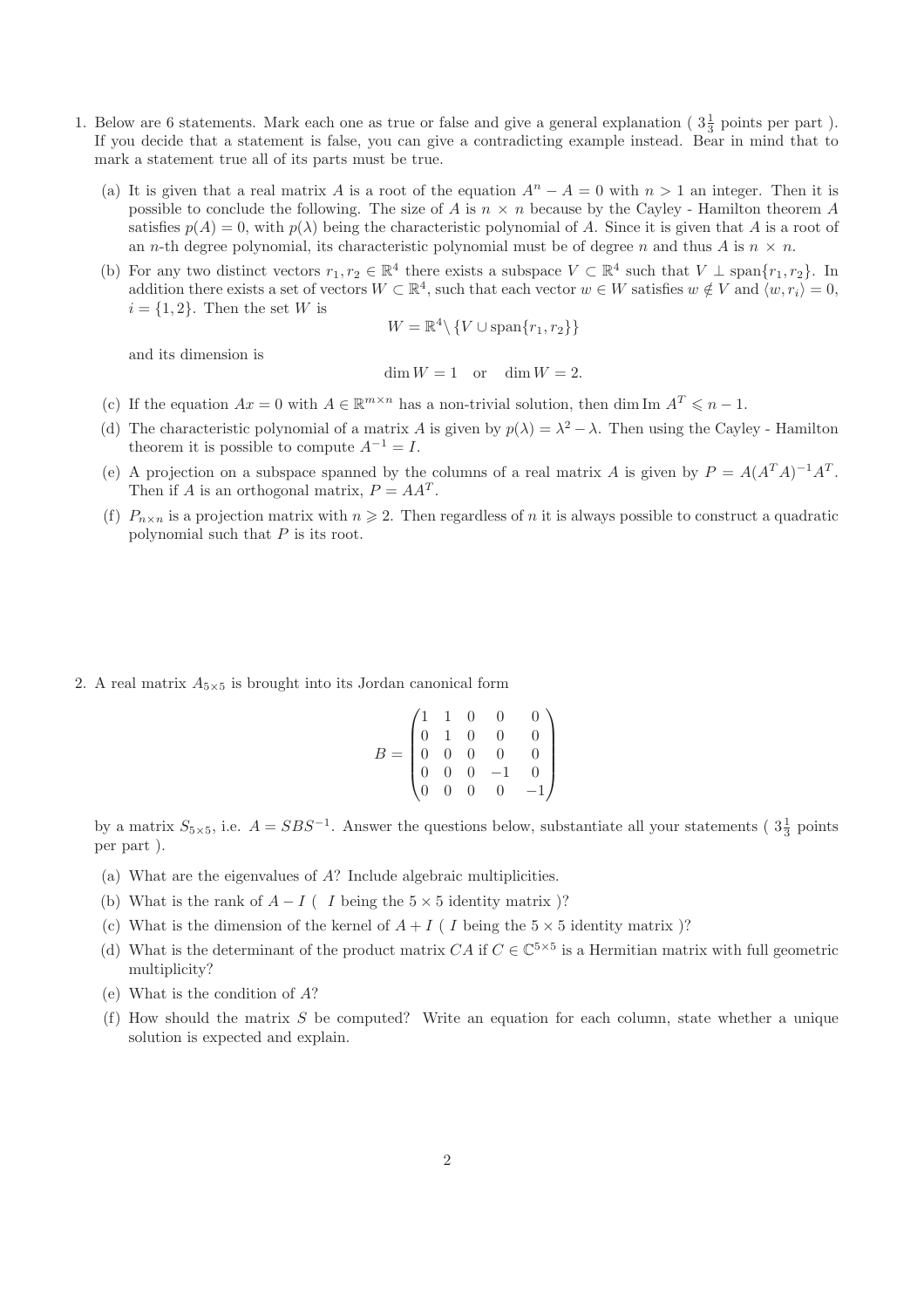1. Below are 6 statements. Mark each one as true or false and give a general explanation ( $3\frac{1}{3}$ points per part ). If you decide that a statement is false, you can give a contradicting example instead. Bear in mind that to mark a statement true all of its parts must be true.

   (a) It is given that a real matrix $A$ is a root of the equation $A^n - A = 0$ with $n > 1$ an integer. Then it is possible to conclude the following. The size of $A$ is $n \times n$ because by the Cayley - Hamilton theorem $A$ satisfies $p(A) = 0$, with $p(\lambda)$ being the characteristic polynomial of $A$. Since it is given that $A$ is a root of an $n$-th degree polynomial, its characteristic polynomial must be of degree $n$ and thus $A$ is $n \times n$.

   (b) For any two distinct vectors $r_1, r_2 \in \mathbb{R}^4$ there exists a subspace $V \subset \mathbb{R}^4$ such that $V \perp \operatorname{span}\{r_1, r_2\}$. In addition there exists a set of vectors $W \subset \mathbb{R}^4$, such that each vector $w \in W$ satisfies $w \notin V$ and $\langle w, r_i \rangle = 0$, $i = \{1, 2\}$. Then the set $W$ is
   $$W = \mathbb{R}^4 \setminus \{V \cup \operatorname{span}\{r_1, r_2\}\}$$
   and its dimension is
   $$\dim W = 1 \quad \text{or} \quad \dim W = 2.$$

   (c) If the equation $Ax = 0$ with $A \in \mathbb{R}^{m \times n}$ has a non-trivial solution, then $\dim \operatorname{Im} A^T \leqslant n - 1$.

   (d) The characteristic polynomial of a matrix $A$ is given by $p(\lambda) = \lambda^2 - \lambda$. Then using the Cayley - Hamilton theorem it is possible to compute $A^{-1} = I$.

   (e) A projection on a subspace spanned by the columns of a real matrix $A$ is given by $P = A(A^T A)^{-1} A^T$. Then if $A$ is an orthogonal matrix, $P = AA^T$.

   (f) $P_{n \times n}$ is a projection matrix with $n \geqslant 2$. Then regardless of $n$ it is always possible to construct a quadratic polynomial such that $P$ is its root.

2. A real matrix $A_{5 \times 5}$ is brought into its Jordan canonical form
   $$B = \begin{pmatrix} 1 & 1 & 0 & 0 & 0 \\ 0 & 1 & 0 & 0 & 0 \\ 0 & 0 & 0 & 0 & 0 \\ 0 & 0 & 0 & -1 & 0 \\ 0 & 0 & 0 & 0 & -1 \end{pmatrix}$$
   by a matrix $S_{5 \times 5}$, i.e. $A = SBS^{-1}$. Answer the questions below, substantiate all your statements ( $3\frac{1}{3}$ points per part ).

   (a) What are the eigenvalues of $A$? Include algebraic multiplicities.

   (b) What is the rank of $A - I$ ( $I$ being the $5 \times 5$ identity matrix )?

   (c) What is the dimension of the kernel of $A + I$ ( $I$ being the $5 \times 5$ identity matrix )?

   (d) What is the determinant of the product matrix $CA$ if $C \in \mathbb{C}^{5 \times 5}$ is a Hermitian matrix with full geometric multiplicity?

   (e) What is the condition of $A$?

   (f) How should the matrix $S$ be computed? Write an equation for each column, state whether a unique solution is expected and explain.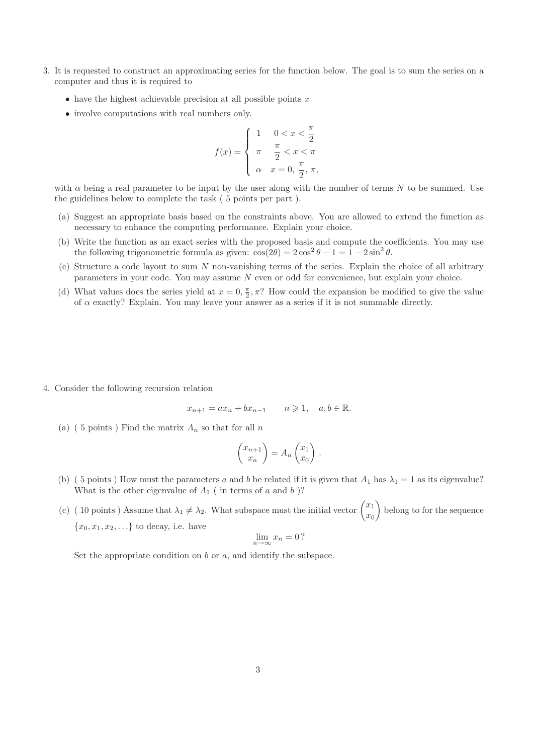3. It is requested to construct an approximating series for the function below. The goal is to sum the series on a computer and thus it is required to

   - have the highest achievable precision at all possible points $x$
   - involve computations with real numbers only.

$$
f(x) = \begin{cases} 1 & 0 < x < \dfrac{\pi}{2} \\ \pi & \dfrac{\pi}{2} < x < \pi \\ \alpha & x = 0,\ \dfrac{\pi}{2},\ \pi, \end{cases}
$$

   with $\alpha$ being a real parameter to be input by the user along with the number of terms $N$ to be summed. Use the guidelines below to complete the task ( 5 points per part ).

   (a) Suggest an appropriate basis based on the constraints above. You are allowed to extend the function as necessary to enhance the computing performance. Explain your choice.

   (b) Write the function as an exact series with the proposed basis and compute the coefficients. You may use the following trigonometric formula as given: $\cos(2\theta) = 2\cos^2\theta - 1 = 1 - 2\sin^2\theta$.

   (c) Structure a code layout to sum $N$ non-vanishing terms of the series. Explain the choice of all arbitrary parameters in your code. You may assume $N$ even or odd for convenience, but explain your choice.

   (d) What values does the series yield at $x = 0, \frac{\pi}{2}, \pi$? How could the expansion be modified to give the value of $\alpha$ exactly? Explain. You may leave your answer as a series if it is not summable directly.

4. Consider the following recursion relation

$$
x_{n+1} = a x_n + b x_{n-1} \qquad n \geqslant 1, \quad a, b \in \mathbb{R}.
$$

   (a) ( 5 points ) Find the matrix $A_n$ so that for all $n$

$$
\begin{pmatrix} x_{n+1} \\ x_n \end{pmatrix} = A_n \begin{pmatrix} x_1 \\ x_0 \end{pmatrix}.
$$

   (b) ( 5 points ) How must the parameters $a$ and $b$ be related if it is given that $A_1$ has $\lambda_1 = 1$ as its eigenvalue? What is the other eigenvalue of $A_1$ ( in terms of $a$ and $b$ )?

   (c) ( 10 points ) Assume that $\lambda_1 \neq \lambda_2$. What subspace must the initial vector $\begin{pmatrix} x_1 \\ x_0 \end{pmatrix}$ belong to for the sequence $\{x_0, x_1, x_2, \ldots\}$ to decay, i.e. have

$$
\lim_{n \to \infty} x_n = 0\,?
$$

   Set the appropriate condition on $b$ or $a$, and identify the subspace.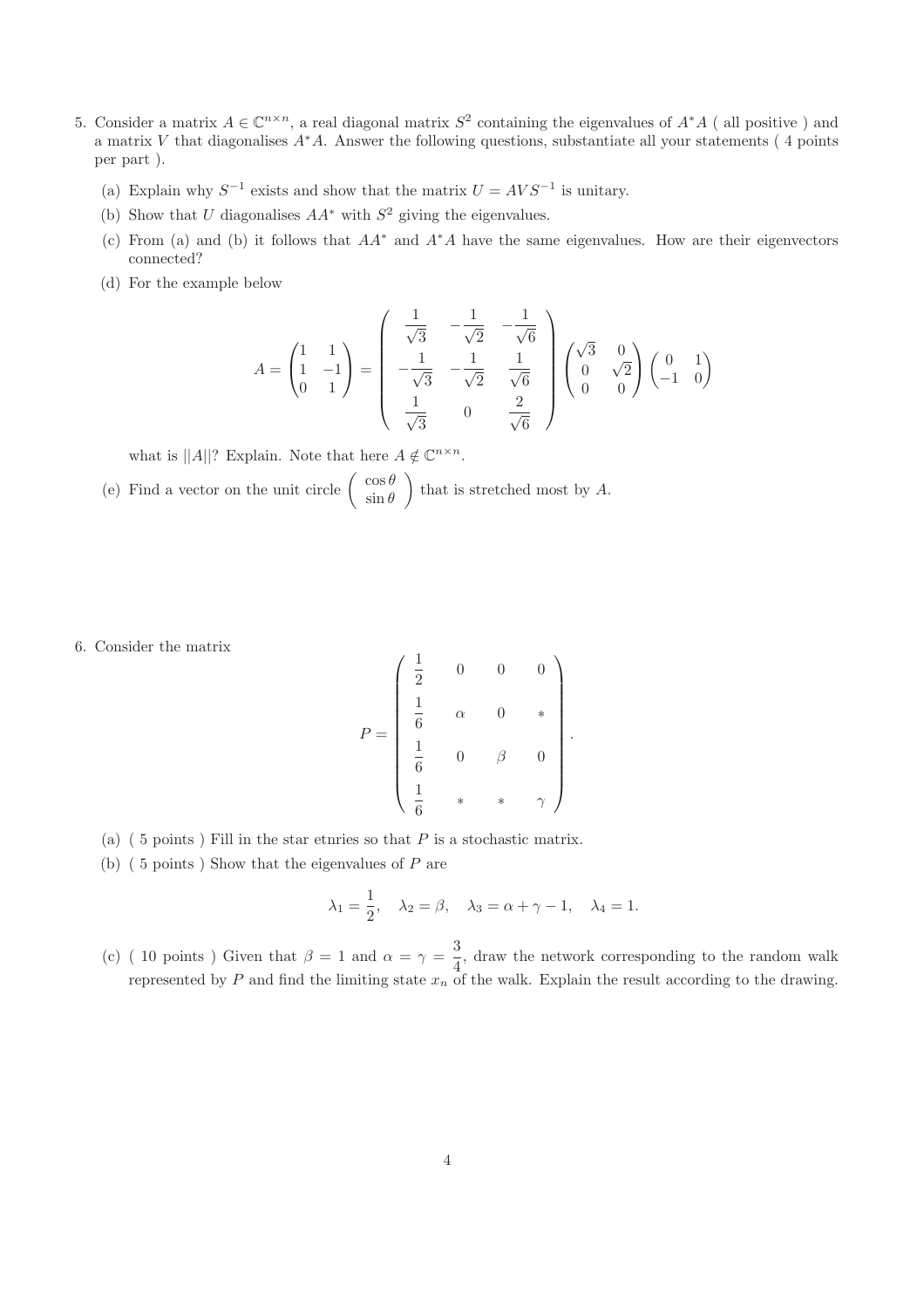5. Consider a matrix $A \in \mathbb{C}^{n\times n}$, a real diagonal matrix $S^2$ containing the eigenvalues of $A^*A$ ( all positive ) and a matrix $V$ that diagonalises $A^*A$. Answer the following questions, substantiate all your statements ( 4 points per part ).

   (a) Explain why $S^{-1}$ exists and show that the matrix $U = AVS^{-1}$ is unitary.

   (b) Show that $U$ diagonalises $AA^*$ with $S^2$ giving the eigenvalues.

   (c) From (a) and (b) it follows that $AA^*$ and $A^*A$ have the same eigenvalues. How are their eigenvectors connected?

   (d) For the example below

$$A = \begin{pmatrix} 1 & 1 \\ 1 & -1 \\ 0 & 1 \end{pmatrix} = \begin{pmatrix} \frac{1}{\sqrt{3}} & -\frac{1}{\sqrt{2}} & -\frac{1}{\sqrt{6}} \\ -\frac{1}{\sqrt{3}} & -\frac{1}{\sqrt{2}} & \frac{1}{\sqrt{6}} \\ \frac{1}{\sqrt{3}} & 0 & \frac{2}{\sqrt{6}} \end{pmatrix} \begin{pmatrix} \sqrt{3} & 0 \\ 0 & \sqrt{2} \\ 0 & 0 \end{pmatrix} \begin{pmatrix} 0 & 1 \\ -1 & 0 \end{pmatrix}$$

   what is $||A||$? Explain. Note that here $A \notin \mathbb{C}^{n\times n}$.

   (e) Find a vector on the unit circle $\begin{pmatrix} \cos\theta \\ \sin\theta \end{pmatrix}$ that is stretched most by $A$.

6. Consider the matrix

$$P = \begin{pmatrix} \frac{1}{2} & 0 & 0 & 0 \\ \frac{1}{6} & \alpha & 0 & * \\ \frac{1}{6} & 0 & \beta & 0 \\ \frac{1}{6} & * & * & \gamma \end{pmatrix}.$$

   (a) ( 5 points ) Fill in the star etnries so that $P$ is a stochastic matrix.

   (b) ( 5 points ) Show that the eigenvalues of $P$ are

$$\lambda_1 = \frac{1}{2}, \quad \lambda_2 = \beta, \quad \lambda_3 = \alpha + \gamma - 1, \quad \lambda_4 = 1.$$

   (c) ( 10 points ) Given that $\beta = 1$ and $\alpha = \gamma = \frac{3}{4}$, draw the network corresponding to the random walk represented by $P$ and find the limiting state $x_n$ of the walk. Explain the result according to the drawing.